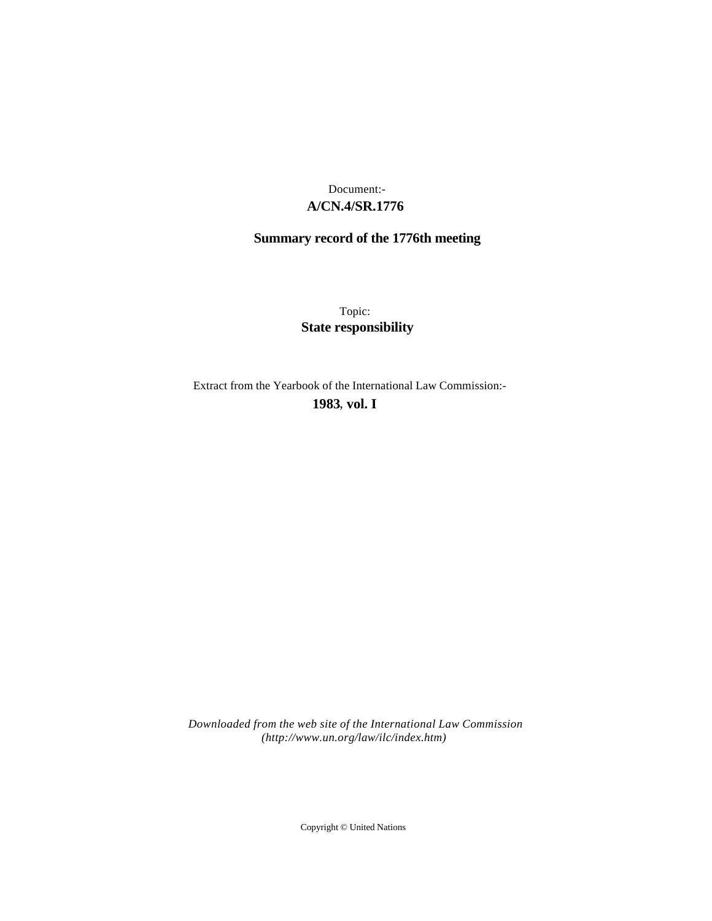Document:-
**A/CN.4/SR.1776**

**Summary record of the 1776th meeting**

Topic:
**State responsibility**

Extract from the Yearbook of the International Law Commission:-
**1983, vol. I**

*Downloaded from the web site of the International Law Commission (http://www.un.org/law/ilc/index.htm)*

Copyright © United Nations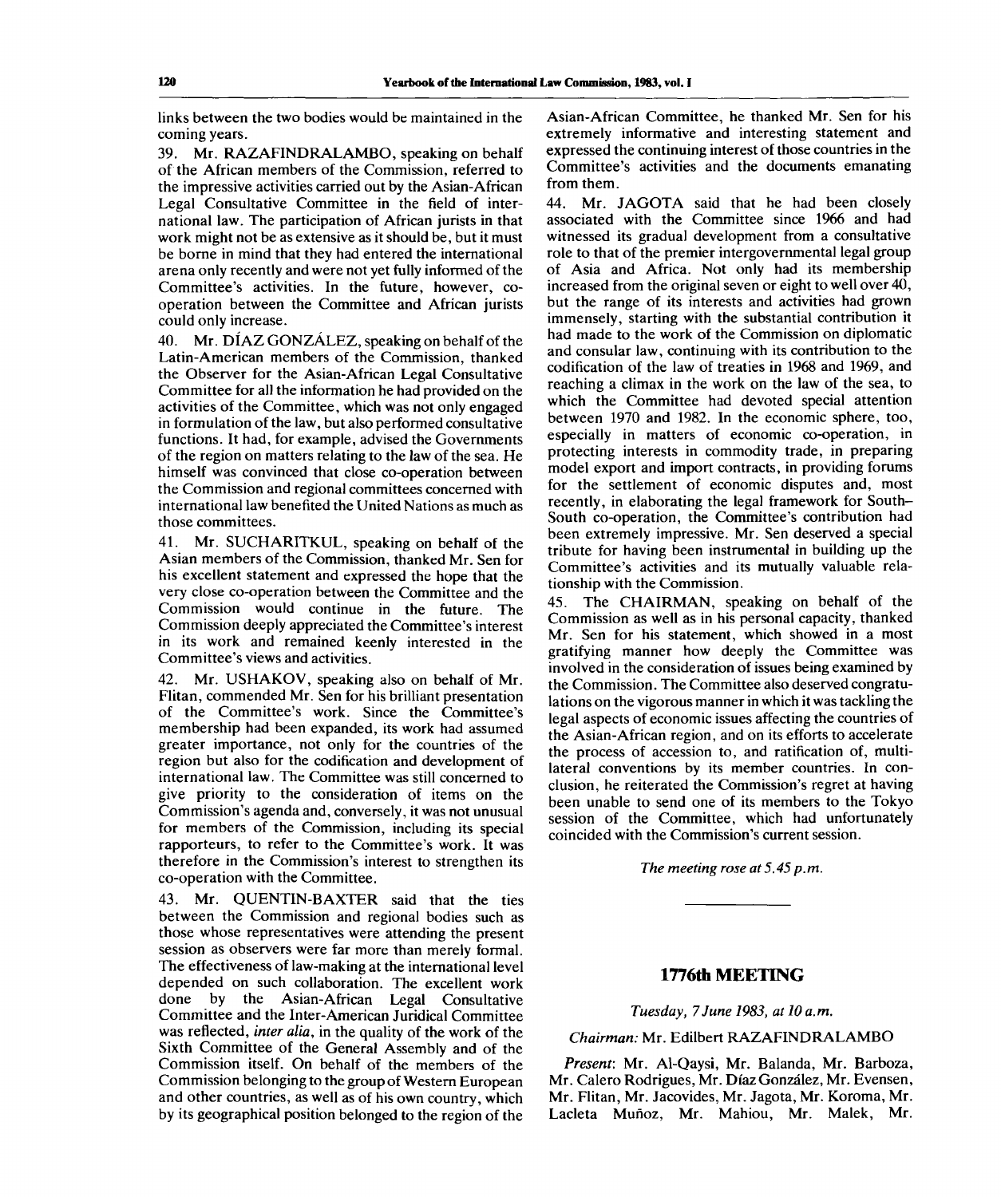links between the two bodies would be maintained in the coming years.

39. Mr. RAZAFINDRALAMBO, speaking on behalf of the African members of the Commission, referred to the impressive activities carried out by the Asian-African Legal Consultative Committee in the field of international law. The participation of African jurists in that work might not be as extensive as it should be, but it must be borne in mind that they had entered the international arena only recently and were not yet fully informed of the Committee's activities. In the future, however, co-operation between the Committee and African jurists could only increase.

40. Mr. DÍAZ GONZÁLEZ, speaking on behalf of the Latin-American members of the Commission, thanked the Observer for the Asian-African Legal Consultative Committee for all the information he had provided on the activities of the Committee, which was not only engaged in formulation of the law, but also performed consultative functions. It had, for example, advised the Governments of the region on matters relating to the law of the sea. He himself was convinced that close co-operation between the Commission and regional committees concerned with international law benefited the United Nations as much as those committees.

41. Mr. SUCHARITKUL, speaking on behalf of the Asian members of the Commission, thanked Mr. Sen for his excellent statement and expressed the hope that the very close co-operation between the Committee and the Commission would continue in the future. The Commission deeply appreciated the Committee's interest in its work and remained keenly interested in the Committee's views and activities.

42. Mr. USHAKOV, speaking also on behalf of Mr. Flitan, commended Mr. Sen for his brilliant presentation of the Committee's work. Since the Committee's membership had been expanded, its work had assumed greater importance, not only for the countries of the region but also for the codification and development of international law. The Committee was still concerned to give priority to the consideration of items on the Commission's agenda and, conversely, it was not unusual for members of the Commission, including its special rapporteurs, to refer to the Committee's work. It was therefore in the Commission's interest to strengthen its co-operation with the Committee.

43. Mr. QUENTIN-BAXTER said that the ties between the Commission and regional bodies such as those whose representatives were attending the present session as observers were far more than merely formal. The effectiveness of law-making at the international level depended on such collaboration. The excellent work done by the Asian-African Legal Consultative Committee and the Inter-American Juridical Committee was reflected, *inter alia*, in the quality of the work of the Sixth Committee of the General Assembly and of the Commission itself. On behalf of the members of the Commission belonging to the group of Western European and other countries, as well as of his own country, which by its geographical position belonged to the region of the Asian-African Committee, he thanked Mr. Sen for his extremely informative and interesting statement and expressed the continuing interest of those countries in the Committee's activities and the documents emanating from them.

44. Mr. JAGOTA said that he had been closely associated with the Committee since 1966 and had witnessed its gradual development from a consultative role to that of the premier intergovernmental legal group of Asia and Africa. Not only had its membership increased from the original seven or eight to well over 40, but the range of its interests and activities had grown immensely, starting with the substantial contribution it had made to the work of the Commission on diplomatic and consular law, continuing with its contribution to the codification of the law of treaties in 1968 and 1969, and reaching a climax in the work on the law of the sea, to which the Committee had devoted special attention between 1970 and 1982. In the economic sphere, too, especially in matters of economic co-operation, in protecting interests in commodity trade, in preparing model export and import contracts, in providing forums for the settlement of economic disputes and, most recently, in elaborating the legal framework for South–South co-operation, the Committee's contribution had been extremely impressive. Mr. Sen deserved a special tribute for having been instrumental in building up the Committee's activities and its mutually valuable relationship with the Commission.

45. The CHAIRMAN, speaking on behalf of the Commission as well as in his personal capacity, thanked Mr. Sen for his statement, which showed in a most gratifying manner how deeply the Committee was involved in the consideration of issues being examined by the Commission. The Committee also deserved congratulations on the vigorous manner in which it was tackling the legal aspects of economic issues affecting the countries of the Asian-African region, and on its efforts to accelerate the process of accession to, and ratification of, multilateral conventions by its member countries. In conclusion, he reiterated the Commission's regret at having been unable to send one of its members to the Tokyo session of the Committee, which had unfortunately coincided with the Commission's current session.

*The meeting rose at 5.45 p.m.*

---

## 1776th MEETING

*Tuesday, 7 June 1983, at 10 a.m.*

*Chairman:* Mr. Edilbert RAZAFINDRALAMBO

*Present*: Mr. Al-Qaysi, Mr. Balanda, Mr. Barboza, Mr. Calero Rodrigues, Mr. Díaz González, Mr. Evensen, Mr. Flitan, Mr. Jacovides, Mr. Jagota, Mr. Koroma, Mr. Lacleta Muñoz, Mr. Mahiou, Mr. Malek, Mr.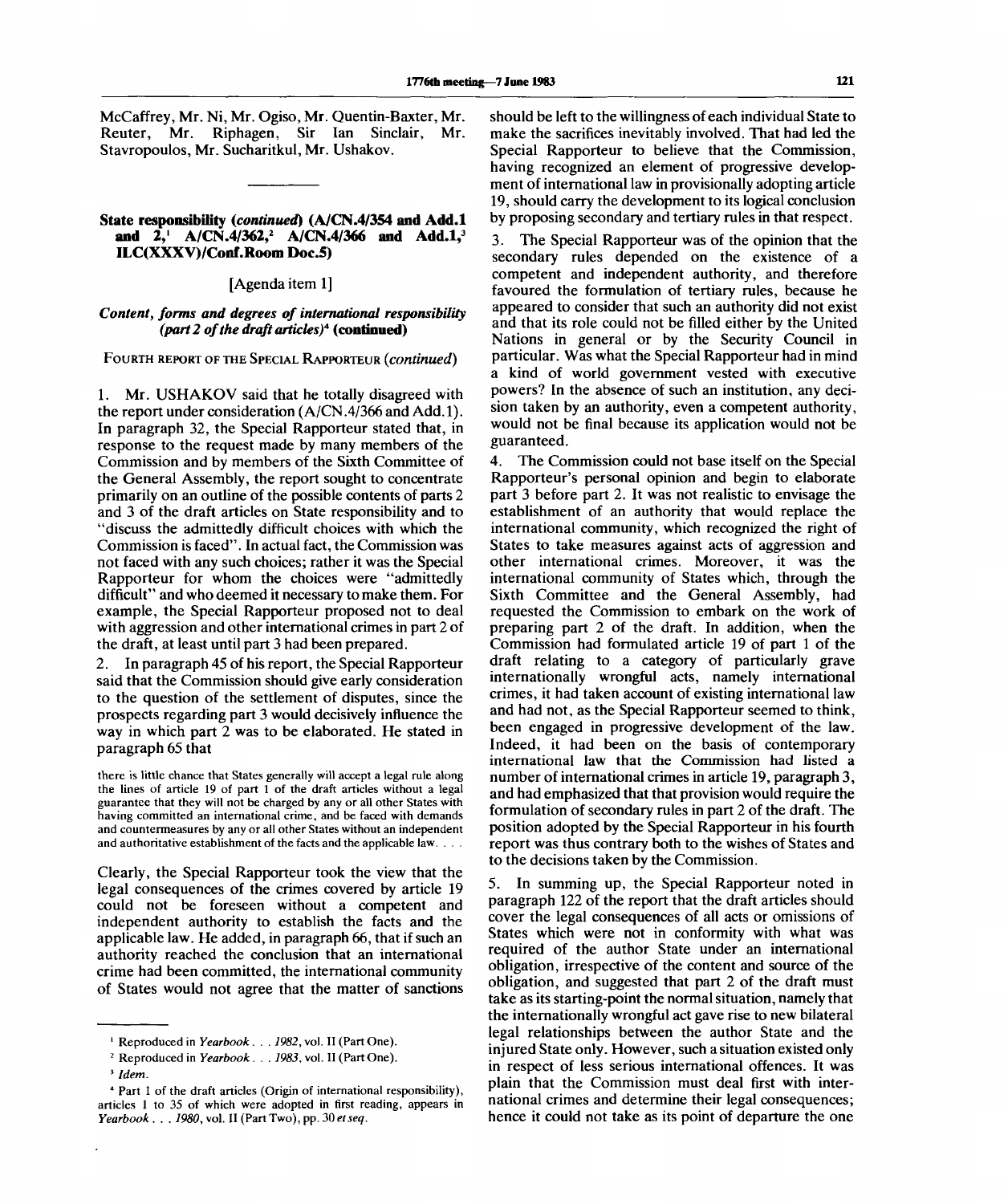McCaffrey, Mr. Ni, Mr. Ogiso, Mr. Quentin-Baxter, Mr. Reuter, Mr. Riphagen, Sir Ian Sinclair, Mr. Stavropoulos, Mr. Sucharitkul, Mr. Ushakov.

---

## State responsibility (*continued*) (A/CN.4/354 and Add.1 and 2,[1] A/CN.4/362,[2] A/CN.4/366 and Add.1,[3] ILC(XXXV)/Conf.Room Doc.5)

[Agenda item 1]

### *Content, forms and degrees of international responsibility (part 2 of the draft articles)*[4] (continued)

FOURTH REPORT OF THE SPECIAL RAPPORTEUR (*continued*)

1. Mr. USHAKOV said that he totally disagreed with the report under consideration (A/CN.4/366 and Add.1). In paragraph 32, the Special Rapporteur stated that, in response to the request made by many members of the Commission and by members of the Sixth Committee of the General Assembly, the report sought to concentrate primarily on an outline of the possible contents of parts 2 and 3 of the draft articles on State responsibility and to "discuss the admittedly difficult choices with which the Commission is faced". In actual fact, the Commission was not faced with any such choices; rather it was the Special Rapporteur for whom the choices were "admittedly difficult" and who deemed it necessary to make them. For example, the Special Rapporteur proposed not to deal with aggression and other international crimes in part 2 of the draft, at least until part 3 had been prepared.

2. In paragraph 45 of his report, the Special Rapporteur said that the Commission should give early consideration to the question of the settlement of disputes, since the prospects regarding part 3 would decisively influence the way in which part 2 was to be elaborated. He stated in paragraph 65 that

> there is little chance that States generally will accept a legal rule along the lines of article 19 of part 1 of the draft articles without a legal guarantee that they will not be charged by any or all other States with having committed an international crime, and be faced with demands and countermeasures by any or all other States without an independent and authoritative establishment of the facts and the applicable law. . . .

Clearly, the Special Rapporteur took the view that the legal consequences of the crimes covered by article 19 could not be foreseen without a competent and independent authority to establish the facts and the applicable law. He added, in paragraph 66, that if such an authority reached the conclusion that an international crime had been committed, the international community of States would not agree that the matter of sanctions should be left to the willingness of each individual State to make the sacrifices inevitably involved. That had led the Special Rapporteur to believe that the Commission, having recognized an element of progressive development of international law in provisionally adopting article 19, should carry the development to its logical conclusion by proposing secondary and tertiary rules in that respect.

3. The Special Rapporteur was of the opinion that the secondary rules depended on the existence of a competent and independent authority, and therefore favoured the formulation of tertiary rules, because he appeared to consider that such an authority did not exist and that its role could not be filled either by the United Nations in general or by the Security Council in particular. Was what the Special Rapporteur had in mind a kind of world government vested with executive powers? In the absence of such an institution, any decision taken by an authority, even a competent authority, would not be final because its application would not be guaranteed.

4. The Commission could not base itself on the Special Rapporteur's personal opinion and begin to elaborate part 3 before part 2. It was not realistic to envisage the establishment of an authority that would replace the international community, which recognized the right of States to take measures against acts of aggression and other international crimes. Moreover, it was the international community of States which, through the Sixth Committee and the General Assembly, had requested the Commission to embark on the work of preparing part 2 of the draft. In addition, when the Commission had formulated article 19 of part 1 of the draft relating to a category of particularly grave internationally wrongful acts, namely international crimes, it had taken account of existing international law and had not, as the Special Rapporteur seemed to think, been engaged in progressive development of the law. Indeed, it had been on the basis of contemporary international law that the Commission had listed a number of international crimes in article 19, paragraph 3, and had emphasized that that provision would require the formulation of secondary rules in part 2 of the draft. The position adopted by the Special Rapporteur in his fourth report was thus contrary both to the wishes of States and to the decisions taken by the Commission.

5. In summing up, the Special Rapporteur noted in paragraph 122 of the report that the draft articles should cover the legal consequences of all acts or omissions of States which were not in conformity with what was required of the author State under an international obligation, irrespective of the content and source of the obligation, and suggested that part 2 of the draft must take as its starting-point the normal situation, namely that the internationally wrongful act gave rise to new bilateral legal relationships between the author State and the injured State only. However, such a situation existed only in respect of less serious international offences. It was plain that the Commission must deal first with international crimes and determine their legal consequences; hence it could not take as its point of departure the one

---

[1] Reproduced in *Yearbook . . . 1982*, vol. II (Part One).

[2] Reproduced in *Yearbook . . . 1983*, vol. II (Part One).

[3] *Idem*.

[4] Part 1 of the draft articles (Origin of international responsibility), articles 1 to 35 of which were adopted in first reading, appears in *Yearbook . . . 1980*, vol. II (Part Two), pp. 30 *et seq*.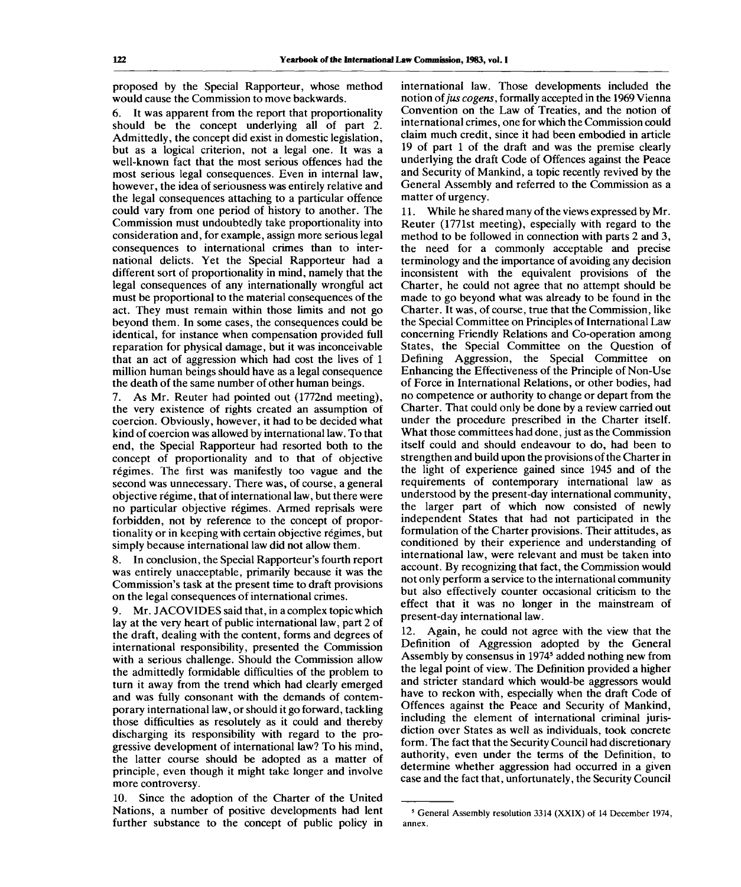proposed by the Special Rapporteur, whose method would cause the Commission to move backwards.

6. It was apparent from the report that proportionality should be the concept underlying all of part 2. Admittedly, the concept did exist in domestic legislation, but as a logical criterion, not a legal one. It was a well-known fact that the most serious offences had the most serious legal consequences. Even in internal law, however, the idea of seriousness was entirely relative and the legal consequences attaching to a particular offence could vary from one period of history to another. The Commission must undoubtedly take proportionality into consideration and, for example, assign more serious legal consequences to international crimes than to international delicts. Yet the Special Rapporteur had a different sort of proportionality in mind, namely that the legal consequences of any internationally wrongful act must be proportional to the material consequences of the act. They must remain within those limits and not go beyond them. In some cases, the consequences could be identical, for instance when compensation provided full reparation for physical damage, but it was inconceivable that an act of aggression which had cost the lives of 1 million human beings should have as a legal consequence the death of the same number of other human beings.

7. As Mr. Reuter had pointed out (1772nd meeting), the very existence of rights created an assumption of coercion. Obviously, however, it had to be decided what kind of coercion was allowed by international law. To that end, the Special Rapporteur had resorted both to the concept of proportionality and to that of objective régimes. The first was manifestly too vague and the second was unnecessary. There was, of course, a general objective régime, that of international law, but there were no particular objective régimes. Armed reprisals were forbidden, not by reference to the concept of proportionality or in keeping with certain objective régimes, but simply because international law did not allow them.

8. In conclusion, the Special Rapporteur's fourth report was entirely unacceptable, primarily because it was the Commission's task at the present time to draft provisions on the legal consequences of international crimes.

9. Mr. JACOVIDES said that, in a complex topic which lay at the very heart of public international law, part 2 of the draft, dealing with the content, forms and degrees of international responsibility, presented the Commission with a serious challenge. Should the Commission allow the admittedly formidable difficulties of the problem to turn it away from the trend which had clearly emerged and was fully consonant with the demands of contemporary international law, or should it go forward, tackling those difficulties as resolutely as it could and thereby discharging its responsibility with regard to the progressive development of international law? To his mind, the latter course should be adopted as a matter of principle, even though it might take longer and involve more controversy.

10. Since the adoption of the Charter of the United Nations, a number of positive developments had lent further substance to the concept of public policy in international law. Those developments included the notion of *jus cogens*, formally accepted in the 1969 Vienna Convention on the Law of Treaties, and the notion of international crimes, one for which the Commission could claim much credit, since it had been embodied in article 19 of part 1 of the draft and was the premise clearly underlying the draft Code of Offences against the Peace and Security of Mankind, a topic recently revived by the General Assembly and referred to the Commission as a matter of urgency.

11. While he shared many of the views expressed by Mr. Reuter (1771st meeting), especially with regard to the method to be followed in connection with parts 2 and 3, the need for a commonly acceptable and precise terminology and the importance of avoiding any decision inconsistent with the equivalent provisions of the Charter, he could not agree that no attempt should be made to go beyond what was already to be found in the Charter. It was, of course, true that the Commission, like the Special Committee on Principles of International Law concerning Friendly Relations and Co-operation among States, the Special Committee on the Question of Defining Aggression, the Special Committee on Enhancing the Effectiveness of the Principle of Non-Use of Force in International Relations, or other bodies, had no competence or authority to change or depart from the Charter. That could only be done by a review carried out under the procedure prescribed in the Charter itself. What those committees had done, just as the Commission itself could and should endeavour to do, had been to strengthen and build upon the provisions of the Charter in the light of experience gained since 1945 and of the requirements of contemporary international law as understood by the present-day international community, the larger part of which now consisted of newly independent States that had not participated in the formulation of the Charter provisions. Their attitudes, as conditioned by their experience and understanding of international law, were relevant and must be taken into account. By recognizing that fact, the Commission would not only perform a service to the international community but also effectively counter occasional criticism to the effect that it was no longer in the mainstream of present-day international law.

12. Again, he could not agree with the view that the Definition of Aggression adopted by the General Assembly by consensus in 1974[5] added nothing new from the legal point of view. The Definition provided a higher and stricter standard which would-be aggressors would have to reckon with, especially when the draft Code of Offences against the Peace and Security of Mankind, including the element of international criminal jurisdiction over States as well as individuals, took concrete form. The fact that the Security Council had discretionary authority, even under the terms of the Definition, to determine whether aggression had occurred in a given case and the fact that, unfortunately, the Security Council

---

[5] General Assembly resolution 3314 (XXIX) of 14 December 1974, annex.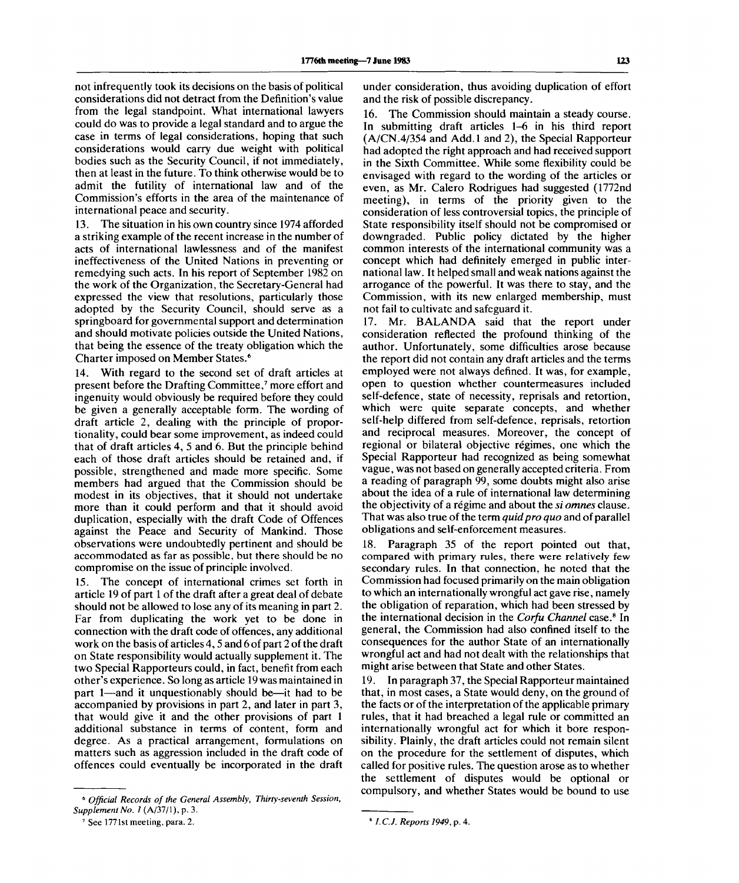not infrequently took its decisions on the basis of political considerations did not detract from the Definition's value from the legal standpoint. What international lawyers could do was to provide a legal standard and to argue the case in terms of legal considerations, hoping that such considerations would carry due weight with political bodies such as the Security Council, if not immediately, then at least in the future. To think otherwise would be to admit the futility of international law and of the Commission's efforts in the area of the maintenance of international peace and security.

13. The situation in his own country since 1974 afforded a striking example of the recent increase in the number of acts of international lawlessness and of the manifest ineffectiveness of the United Nations in preventing or remedying such acts. In his report of September 1982 on the work of the Organization, the Secretary-General had expressed the view that resolutions, particularly those adopted by the Security Council, should serve as a springboard for governmental support and determination and should motivate policies outside the United Nations, that being the essence of the treaty obligation which the Charter imposed on Member States.[6]

14. With regard to the second set of draft articles at present before the Drafting Committee,[7] more effort and ingenuity would obviously be required before they could be given a generally acceptable form. The wording of draft article 2, dealing with the principle of proportionality, could bear some improvement, as indeed could that of draft articles 4, 5 and 6. But the principle behind each of those draft articles should be retained and, if possible, strengthened and made more specific. Some members had argued that the Commission should be modest in its objectives, that it should not undertake more than it could perform and that it should avoid duplication, especially with the draft Code of Offences against the Peace and Security of Mankind. Those observations were undoubtedly pertinent and should be accommodated as far as possible, but there should be no compromise on the issue of principle involved.

15. The concept of international crimes set forth in article 19 of part 1 of the draft after a great deal of debate should not be allowed to lose any of its meaning in part 2. Far from duplicating the work yet to be done in connection with the draft code of offences, any additional work on the basis of articles 4, 5 and 6 of part 2 of the draft on State responsibility would actually supplement it. The two Special Rapporteurs could, in fact, benefit from each other's experience. So long as article 19 was maintained in part 1—and it unquestionably should be—it had to be accompanied by provisions in part 2, and later in part 3, that would give it and the other provisions of part 1 additional substance in terms of content, form and degree. As a practical arrangement, formulations on matters such as aggression included in the draft code of offences could eventually be incorporated in the draft under consideration, thus avoiding duplication of effort and the risk of possible discrepancy.

16. The Commission should maintain a steady course. In submitting draft articles 1–6 in his third report (A/CN.4/354 and Add.1 and 2), the Special Rapporteur had adopted the right approach and had received support in the Sixth Committee. While some flexibility could be envisaged with regard to the wording of the articles or even, as Mr. Calero Rodrigues had suggested (1772nd meeting), in terms of the priority given to the consideration of less controversial topics, the principle of State responsibility itself should not be compromised or downgraded. Public policy dictated by the higher common interests of the international community was a concept which had definitely emerged in public international law. It helped small and weak nations against the arrogance of the powerful. It was there to stay, and the Commission, with its new enlarged membership, must not fail to cultivate and safeguard it.

17. Mr. BALANDA said that the report under consideration reflected the profound thinking of the author. Unfortunately, some difficulties arose because the report did not contain any draft articles and the terms employed were not always defined. It was, for example, open to question whether countermeasures included self-defence, state of necessity, reprisals and retortion, which were quite separate concepts, and whether self-help differed from self-defence, reprisals, retortion and reciprocal measures. Moreover, the concept of regional or bilateral objective régimes, one which the Special Rapporteur had recognized as being somewhat vague, was not based on generally accepted criteria. From a reading of paragraph 99, some doubts might also arise about the idea of a rule of international law determining the objectivity of a régime and about the *si omnes* clause. That was also true of the term *quid pro quo* and of parallel obligations and self-enforcement measures.

18. Paragraph 35 of the report pointed out that, compared with primary rules, there were relatively few secondary rules. In that connection, he noted that the Commission had focused primarily on the main obligation to which an internationally wrongful act gave rise, namely the obligation of reparation, which had been stressed by the international decision in the *Corfu Channel* case.[8] In general, the Commission had also confined itself to the consequences for the author State of an internationally wrongful act and had not dealt with the relationships that might arise between that State and other States.

19. In paragraph 37, the Special Rapporteur maintained that, in most cases, a State would deny, on the ground of the facts or of the interpretation of the applicable primary rules, that it had breached a legal rule or committed an internationally wrongful act for which it bore responsibility. Plainly, the draft articles could not remain silent on the procedure for the settlement of disputes, which called for positive rules. The question arose as to whether the settlement of disputes would be optional or compulsory, and whether States would be bound to use

---

[6] *Official Records of the General Assembly, Thirty-seventh Session, Supplement No. 1* (A/37/1), p. 3.

[7] See 1771st meeting, para. 2.

[8] *I.C.J. Reports 1949*, p. 4.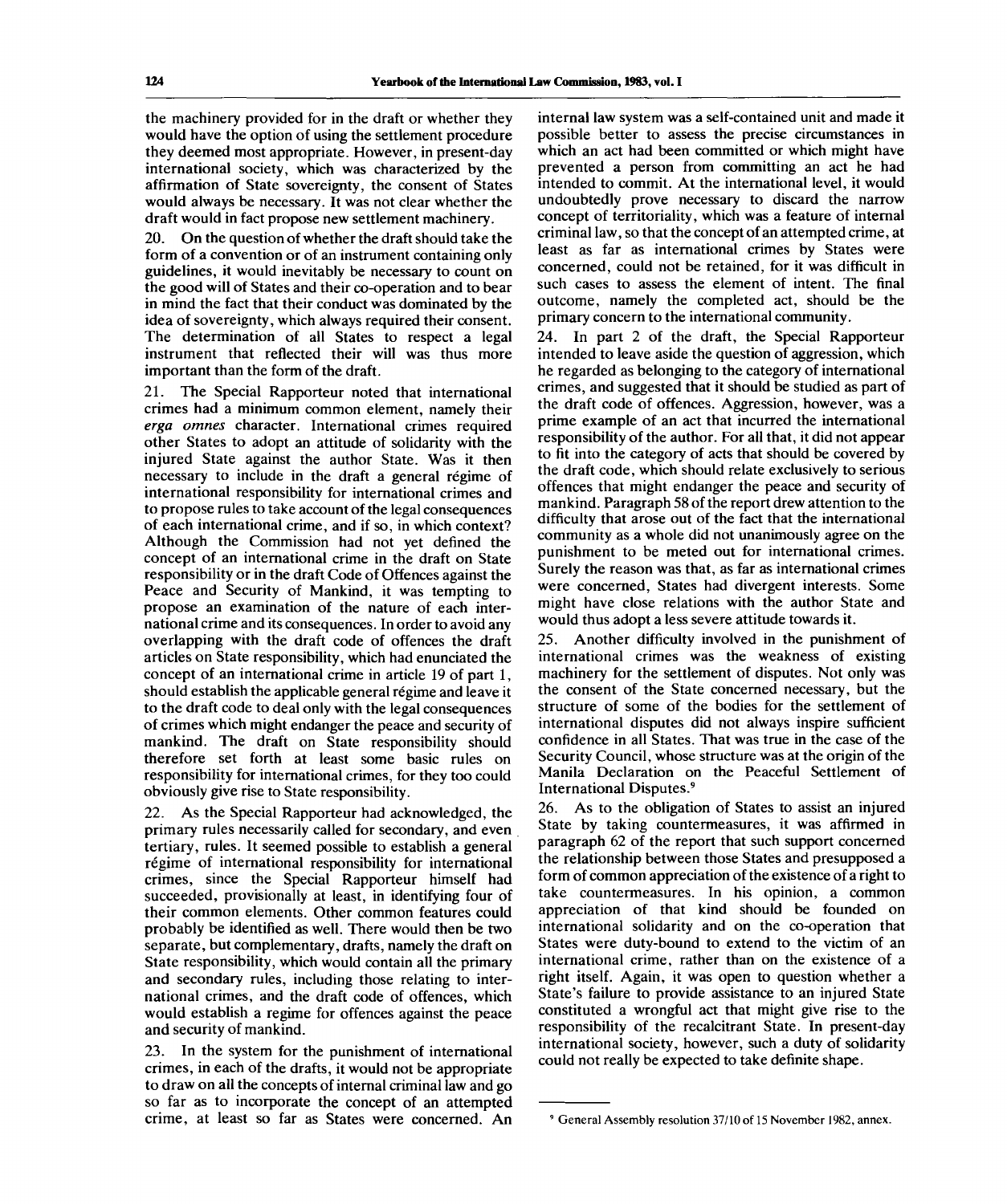the machinery provided for in the draft or whether they would have the option of using the settlement procedure they deemed most appropriate. However, in present-day international society, which was characterized by the affirmation of State sovereignty, the consent of States would always be necessary. It was not clear whether the draft would in fact propose new settlement machinery.

20. On the question of whether the draft should take the form of a convention or of an instrument containing only guidelines, it would inevitably be necessary to count on the good will of States and their co-operation and to bear in mind the fact that their conduct was dominated by the idea of sovereignty, which always required their consent. The determination of all States to respect a legal instrument that reflected their will was thus more important than the form of the draft.

21. The Special Rapporteur noted that international crimes had a minimum common element, namely their *erga omnes* character. International crimes required other States to adopt an attitude of solidarity with the injured State against the author State. Was it then necessary to include in the draft a general régime of international responsibility for international crimes and to propose rules to take account of the legal consequences of each international crime, and if so, in which context? Although the Commission had not yet defined the concept of an international crime in the draft on State responsibility or in the draft Code of Offences against the Peace and Security of Mankind, it was tempting to propose an examination of the nature of each international crime and its consequences. In order to avoid any overlapping with the draft code of offences the draft articles on State responsibility, which had enunciated the concept of an international crime in article 19 of part 1, should establish the applicable general régime and leave it to the draft code to deal only with the legal consequences of crimes which might endanger the peace and security of mankind. The draft on State responsibility should therefore set forth at least some basic rules on responsibility for international crimes, for they too could obviously give rise to State responsibility.

22. As the Special Rapporteur had acknowledged, the primary rules necessarily called for secondary, and even tertiary, rules. It seemed possible to establish a general régime of international responsibility for international crimes, since the Special Rapporteur himself had succeeded, provisionally at least, in identifying four of their common elements. Other common features could probably be identified as well. There would then be two separate, but complementary, drafts, namely the draft on State responsibility, which would contain all the primary and secondary rules, including those relating to international crimes, and the draft code of offences, which would establish a regime for offences against the peace and security of mankind.

23. In the system for the punishment of international crimes, in each of the drafts, it would not be appropriate to draw on all the concepts of internal criminal law and go so far as to incorporate the concept of an attempted crime, at least so far as States were concerned. An internal law system was a self-contained unit and made it possible better to assess the precise circumstances in which an act had been committed or which might have prevented a person from committing an act he had intended to commit. At the international level, it would undoubtedly prove necessary to discard the narrow concept of territoriality, which was a feature of internal criminal law, so that the concept of an attempted crime, at least as far as international crimes by States were concerned, could not be retained, for it was difficult in such cases to assess the element of intent. The final outcome, namely the completed act, should be the primary concern to the international community.

24. In part 2 of the draft, the Special Rapporteur intended to leave aside the question of aggression, which he regarded as belonging to the category of international crimes, and suggested that it should be studied as part of the draft code of offences. Aggression, however, was a prime example of an act that incurred the international responsibility of the author. For all that, it did not appear to fit into the category of acts that should be covered by the draft code, which should relate exclusively to serious offences that might endanger the peace and security of mankind. Paragraph 58 of the report drew attention to the difficulty that arose out of the fact that the international community as a whole did not unanimously agree on the punishment to be meted out for international crimes. Surely the reason was that, as far as international crimes were concerned, States had divergent interests. Some might have close relations with the author State and would thus adopt a less severe attitude towards it.

25. Another difficulty involved in the punishment of international crimes was the weakness of existing machinery for the settlement of disputes. Not only was the consent of the State concerned necessary, but the structure of some of the bodies for the settlement of international disputes did not always inspire sufficient confidence in all States. That was true in the case of the Security Council, whose structure was at the origin of the Manila Declaration on the Peaceful Settlement of International Disputes.[9]

26. As to the obligation of States to assist an injured State by taking countermeasures, it was affirmed in paragraph 62 of the report that such support concerned the relationship between those States and presupposed a form of common appreciation of the existence of a right to take countermeasures. In his opinion, a common appreciation of that kind should be founded on international solidarity and on the co-operation that States were duty-bound to extend to the victim of an international crime, rather than on the existence of a right itself. Again, it was open to question whether a State's failure to provide assistance to an injured State constituted a wrongful act that might give rise to the responsibility of the recalcitrant State. In present-day international society, however, such a duty of solidarity could not really be expected to take definite shape.

---

[9] General Assembly resolution 37/10 of 15 November 1982, annex.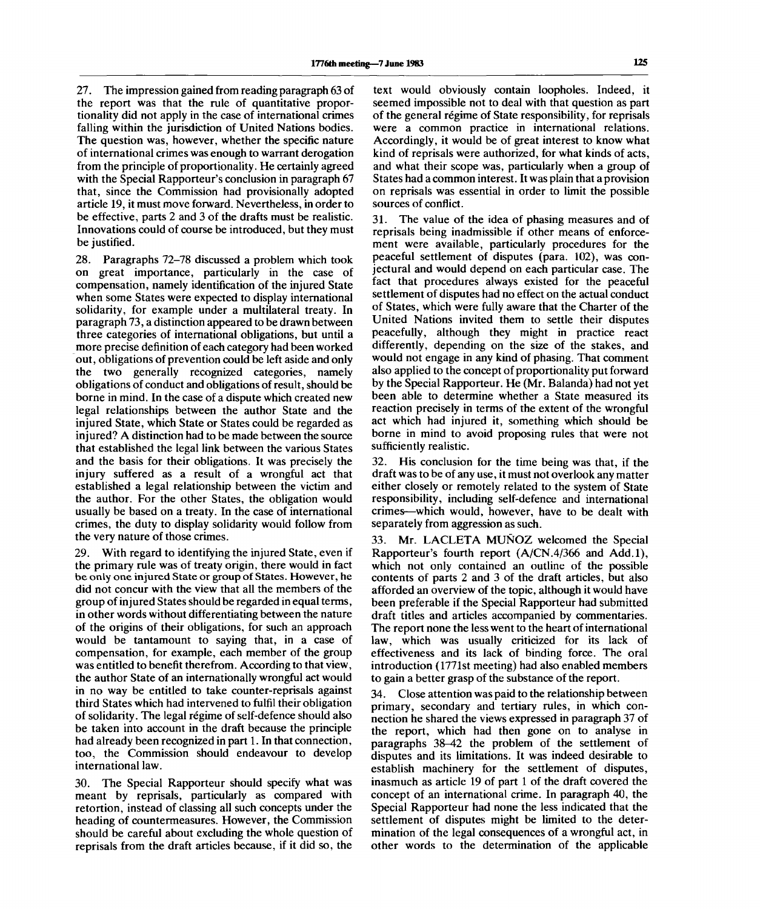27. The impression gained from reading paragraph 63 of the report was that the rule of quantitative proportionality did not apply in the case of international crimes falling within the jurisdiction of United Nations bodies. The question was, however, whether the specific nature of international crimes was enough to warrant derogation from the principle of proportionality. He certainly agreed with the Special Rapporteur's conclusion in paragraph 67 that, since the Commission had provisionally adopted article 19, it must move forward. Nevertheless, in order to be effective, parts 2 and 3 of the drafts must be realistic. Innovations could of course be introduced, but they must be justified.

28. Paragraphs 72–78 discussed a problem which took on great importance, particularly in the case of compensation, namely identification of the injured State when some States were expected to display international solidarity, for example under a multilateral treaty. In paragraph 73, a distinction appeared to be drawn between three categories of international obligations, but until a more precise definition of each category had been worked out, obligations of prevention could be left aside and only the two generally recognized categories, namely obligations of conduct and obligations of result, should be borne in mind. In the case of a dispute which created new legal relationships between the author State and the injured State, which State or States could be regarded as injured? A distinction had to be made between the source that established the legal link between the various States and the basis for their obligations. It was precisely the injury suffered as a result of a wrongful act that established a legal relationship between the victim and the author. For the other States, the obligation would usually be based on a treaty. In the case of international crimes, the duty to display solidarity would follow from the very nature of those crimes.

29. With regard to identifying the injured State, even if the primary rule was of treaty origin, there would in fact be only one injured State or group of States. However, he did not concur with the view that all the members of the group of injured States should be regarded in equal terms, in other words without differentiating between the nature of the origins of their obligations, for such an approach would be tantamount to saying that, in a case of compensation, for example, each member of the group was entitled to benefit therefrom. According to that view, the author State of an internationally wrongful act would in no way be entitled to take counter-reprisals against third States which had intervened to fulfil their obligation of solidarity. The legal régime of self-defence should also be taken into account in the draft because the principle had already been recognized in part 1. In that connection, too, the Commission should endeavour to develop international law.

30. The Special Rapporteur should specify what was meant by reprisals, particularly as compared with retortion, instead of classing all such concepts under the heading of countermeasures. However, the Commission should be careful about excluding the whole question of reprisals from the draft articles because, if it did so, the text would obviously contain loopholes. Indeed, it seemed impossible not to deal with that question as part of the general régime of State responsibility, for reprisals were a common practice in international relations. Accordingly, it would be of great interest to know what kind of reprisals were authorized, for what kinds of acts, and what their scope was, particularly when a group of States had a common interest. It was plain that a provision on reprisals was essential in order to limit the possible sources of conflict.

31. The value of the idea of phasing measures and of reprisals being inadmissible if other means of enforcement were available, particularly procedures for the peaceful settlement of disputes (para. 102), was conjectural and would depend on each particular case. The fact that procedures always existed for the peaceful settlement of disputes had no effect on the actual conduct of States, which were fully aware that the Charter of the United Nations invited them to settle their disputes peacefully, although they might in practice react differently, depending on the size of the stakes, and would not engage in any kind of phasing. That comment also applied to the concept of proportionality put forward by the Special Rapporteur. He (Mr. Balanda) had not yet been able to determine whether a State measured its reaction precisely in terms of the extent of the wrongful act which had injured it, something which should be borne in mind to avoid proposing rules that were not sufficiently realistic.

32. His conclusion for the time being was that, if the draft was to be of any use, it must not overlook any matter either closely or remotely related to the system of State responsibility, including self-defence and international crimes—which would, however, have to be dealt with separately from aggression as such.

33. Mr. LACLETA MUÑOZ welcomed the Special Rapporteur's fourth report (A/CN.4/366 and Add.1), which not only contained an outline of the possible contents of parts 2 and 3 of the draft articles, but also afforded an overview of the topic, although it would have been preferable if the Special Rapporteur had submitted draft titles and articles accompanied by commentaries. The report none the less went to the heart of international law, which was usually criticized for its lack of effectiveness and its lack of binding force. The oral introduction (1771st meeting) had also enabled members to gain a better grasp of the substance of the report.

34. Close attention was paid to the relationship between primary, secondary and tertiary rules, in which connection he shared the views expressed in paragraph 37 of the report, which had then gone on to analyse in paragraphs 38–42 the problem of the settlement of disputes and its limitations. It was indeed desirable to establish machinery for the settlement of disputes, inasmuch as article 19 of part 1 of the draft covered the concept of an international crime. In paragraph 40, the Special Rapporteur had none the less indicated that the settlement of disputes might be limited to the determination of the legal consequences of a wrongful act, in other words to the determination of the applicable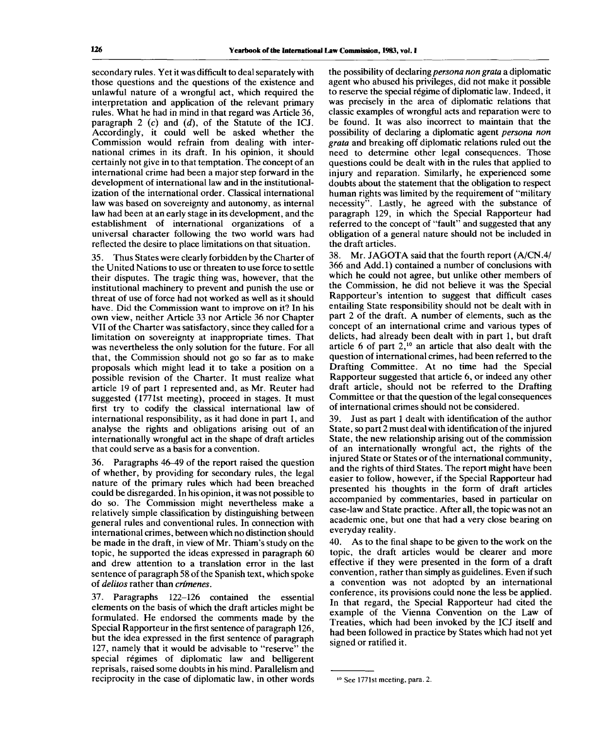secondary rules. Yet it was difficult to deal separately with those questions and the questions of the existence and unlawful nature of a wrongful act, which required the interpretation and application of the relevant primary rules. What he had in mind in that regard was Article 36, paragraph 2 (*c*) and (*d*), of the Statute of the ICJ. Accordingly, it could well be asked whether the Commission would refrain from dealing with international crimes in its draft. In his opinion, it should certainly not give in to that temptation. The concept of an international crime had been a major step forward in the development of international law and in the institutionalization of the international order. Classical international law was based on sovereignty and autonomy, as internal law had been at an early stage in its development, and the establishment of international organizations of a universal character following the two world wars had reflected the desire to place limitations on that situation.

35. Thus States were clearly forbidden by the Charter of the United Nations to use or threaten to use force to settle their disputes. The tragic thing was, however, that the institutional machinery to prevent and punish the use or threat of use of force had not worked as well as it should have. Did the Commission want to improve on it? In his own view, neither Article 33 nor Article 36 nor Chapter VII of the Charter was satisfactory, since they called for a limitation on sovereignty at inappropriate times. That was nevertheless the only solution for the future. For all that, the Commission should not go so far as to make proposals which might lead it to take a position on a possible revision of the Charter. It must realize what article 19 of part 1 represented and, as Mr. Reuter had suggested (1771st meeting), proceed in stages. It must first try to codify the classical international law of international responsibility, as it had done in part 1, and analyse the rights and obligations arising out of an internationally wrongful act in the shape of draft articles that could serve as a basis for a convention.

36. Paragraphs 46–49 of the report raised the question of whether, by providing for secondary rules, the legal nature of the primary rules which had been breached could be disregarded. In his opinion, it was not possible to do so. The Commission might nevertheless make a relatively simple classification by distinguishing between general rules and conventional rules. In connection with international crimes, between which no distinction should be made in the draft, in view of Mr. Thiam's study on the topic, he supported the ideas expressed in paragraph 60 and drew attention to a translation error in the last sentence of paragraph 58 of the Spanish text, which spoke of *delitos* rather than *crímenes*.

37. Paragraphs 122–126 contained the essential elements on the basis of which the draft articles might be formulated. He endorsed the comments made by the Special Rapporteur in the first sentence of paragraph 126, but the idea expressed in the first sentence of paragraph 127, namely that it would be advisable to "reserve" the special régimes of diplomatic law and belligerent reprisals, raised some doubts in his mind. Parallelism and reciprocity in the case of diplomatic law, in other words the possibility of declaring *persona non grata* a diplomatic agent who abused his privileges, did not make it possible to reserve the special régime of diplomatic law. Indeed, it was precisely in the area of diplomatic relations that classic examples of wrongful acts and reparation were to be found. It was also incorrect to maintain that the possibility of declaring a diplomatic agent *persona non grata* and breaking off diplomatic relations ruled out the need to determine other legal consequences. Those questions could be dealt with in the rules that applied to injury and reparation. Similarly, he experienced some doubts about the statement that the obligation to respect human rights was limited by the requirement of "military necessity". Lastly, he agreed with the substance of paragraph 129, in which the Special Rapporteur had referred to the concept of "fault" and suggested that any obligation of a general nature should not be included in the draft articles.

38. Mr. JAGOTA said that the fourth report (A/CN.4/366 and Add.1) contained a number of conclusions with which he could not agree, but unlike other members of the Commission, he did not believe it was the Special Rapporteur's intention to suggest that difficult cases entailing State responsibility should not be dealt with in part 2 of the draft. A number of elements, such as the concept of an international crime and various types of delicts, had already been dealt with in part 1, but draft article 6 of part 2,[10] an article that also dealt with the question of international crimes, had been referred to the Drafting Committee. At no time had the Special Rapporteur suggested that article 6, or indeed any other draft article, should not be referred to the Drafting Committee or that the question of the legal consequences of international crimes should not be considered.

39. Just as part 1 dealt with identification of the author State, so part 2 must deal with identification of the injured State, the new relationship arising out of the commission of an internationally wrongful act, the rights of the injured State or States or of the international community, and the rights of third States. The report might have been easier to follow, however, if the Special Rapporteur had presented his thoughts in the form of draft articles accompanied by commentaries, based in particular on case-law and State practice. After all, the topic was not an academic one, but one that had a very close bearing on everyday reality.

40. As to the final shape to be given to the work on the topic, the draft articles would be clearer and more effective if they were presented in the form of a draft convention, rather than simply as guidelines. Even if such a convention was not adopted by an international conference, its provisions could none the less be applied. In that regard, the Special Rapporteur had cited the example of the Vienna Convention on the Law of Treaties, which had been invoked by the ICJ itself and had been followed in practice by States which had not yet signed or ratified it.

---

[10] See 1771st meeting, para. 2.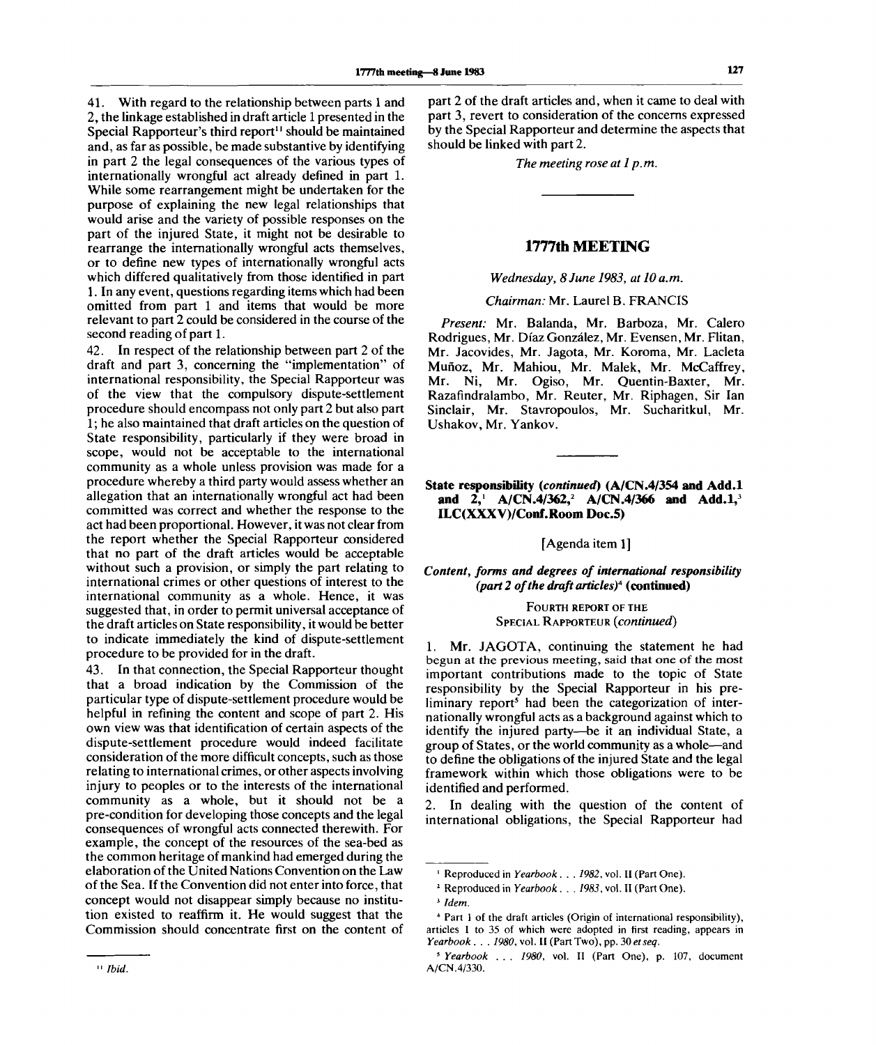41. With regard to the relationship between parts 1 and 2, the linkage established in draft article 1 presented in the Special Rapporteur's third report[11] should be maintained and, as far as possible, be made substantive by identifying in part 2 the legal consequences of the various types of internationally wrongful act already defined in part 1. While some rearrangement might be undertaken for the purpose of explaining the new legal relationships that would arise and the variety of possible responses on the part of the injured State, it might not be desirable to rearrange the internationally wrongful acts themselves, or to define new types of internationally wrongful acts which differed qualitatively from those identified in part 1. In any event, questions regarding items which had been omitted from part 1 and items that would be more relevant to part 2 could be considered in the course of the second reading of part 1.

42. In respect of the relationship between part 2 of the draft and part 3, concerning the "implementation" of international responsibility, the Special Rapporteur was of the view that the compulsory dispute-settlement procedure should encompass not only part 2 but also part 1; he also maintained that draft articles on the question of State responsibility, particularly if they were broad in scope, would not be acceptable to the international community as a whole unless provision was made for a procedure whereby a third party would assess whether an allegation that an internationally wrongful act had been committed was correct and whether the response to the act had been proportional. However, it was not clear from the report whether the Special Rapporteur considered that no part of the draft articles would be acceptable without such a provision, or simply the part relating to international crimes or other questions of interest to the international community as a whole. Hence, it was suggested that, in order to permit universal acceptance of the draft articles on State responsibility, it would be better to indicate immediately the kind of dispute-settlement procedure to be provided for in the draft.

43. In that connection, the Special Rapporteur thought that a broad indication by the Commission of the particular type of dispute-settlement procedure would be helpful in refining the content and scope of part 2. His own view was that identification of certain aspects of the dispute-settlement procedure would indeed facilitate consideration of the more difficult concepts, such as those relating to international crimes, or other aspects involving injury to peoples or to the interests of the international community as a whole, but it should not be a pre-condition for developing those concepts and the legal consequences of wrongful acts connected therewith. For example, the concept of the resources of the sea-bed as the common heritage of mankind had emerged during the elaboration of the United Nations Convention on the Law of the Sea. If the Convention did not enter into force, that concept would not disappear simply because no institution existed to reaffirm it. He would suggest that the Commission should concentrate first on the content of part 2 of the draft articles and, when it came to deal with part 3, revert to consideration of the concerns expressed by the Special Rapporteur and determine the aspects that should be linked with part 2.

*The meeting rose at 1 p.m.*

[11] *Ibid.*

---

## 1777th MEETING

*Wednesday, 8 June 1983, at 10 a.m.*

*Chairman:* Mr. Laurel B. FRANCIS

*Present:* Mr. Balanda, Mr. Barboza, Mr. Calero Rodrigues, Mr. Díaz González, Mr. Evensen, Mr. Flitan, Mr. Jacovides, Mr. Jagota, Mr. Koroma, Mr. Lacleta Muñoz, Mr. Mahiou, Mr. Malek, Mr. McCaffrey, Mr. Ni, Mr. Ogiso, Mr. Quentin-Baxter, Mr. Razafindralambo, Mr. Reuter, Mr. Riphagen, Sir Ian Sinclair, Mr. Stavropoulos, Mr. Sucharitkul, Mr. Ushakov, Mr. Yankov.

---

### State responsibility (*continued*) (A/CN.4/354 and Add.1 and 2,[1] A/CN.4/362,[2] A/CN.4/366 and Add.1,[3] ILC(XXXV)/Conf.Room Doc.5)

[Agenda item 1]

### *Content, forms and degrees of international responsibility (part 2 of the draft articles)*[4] (continued)

FOURTH REPORT OF THE SPECIAL RAPPORTEUR (*continued*)

1. Mr. JAGOTA, continuing the statement he had begun at the previous meeting, said that one of the most important contributions made to the topic of State responsibility by the Special Rapporteur in his preliminary report[5] had been the categorization of internationally wrongful acts as a background against which to identify the injured party—be it an individual State, a group of States, or the world community as a whole—and to define the obligations of the injured State and the legal framework within which those obligations were to be identified and performed.

2. In dealing with the question of the content of international obligations, the Special Rapporteur had

[1] Reproduced in *Yearbook . . . 1982*, vol. II (Part One).

[2] Reproduced in *Yearbook . . . 1983*, vol. II (Part One).

[3] *Idem.*

[4] Part 1 of the draft articles (Origin of international responsibility), articles 1 to 35 of which were adopted in first reading, appears in *Yearbook . . . 1980*, vol. II (Part Two), pp. 30 *et seq.*

[5] *Yearbook . . . 1980*, vol. II (Part One), p. 107, document A/CN.4/330.